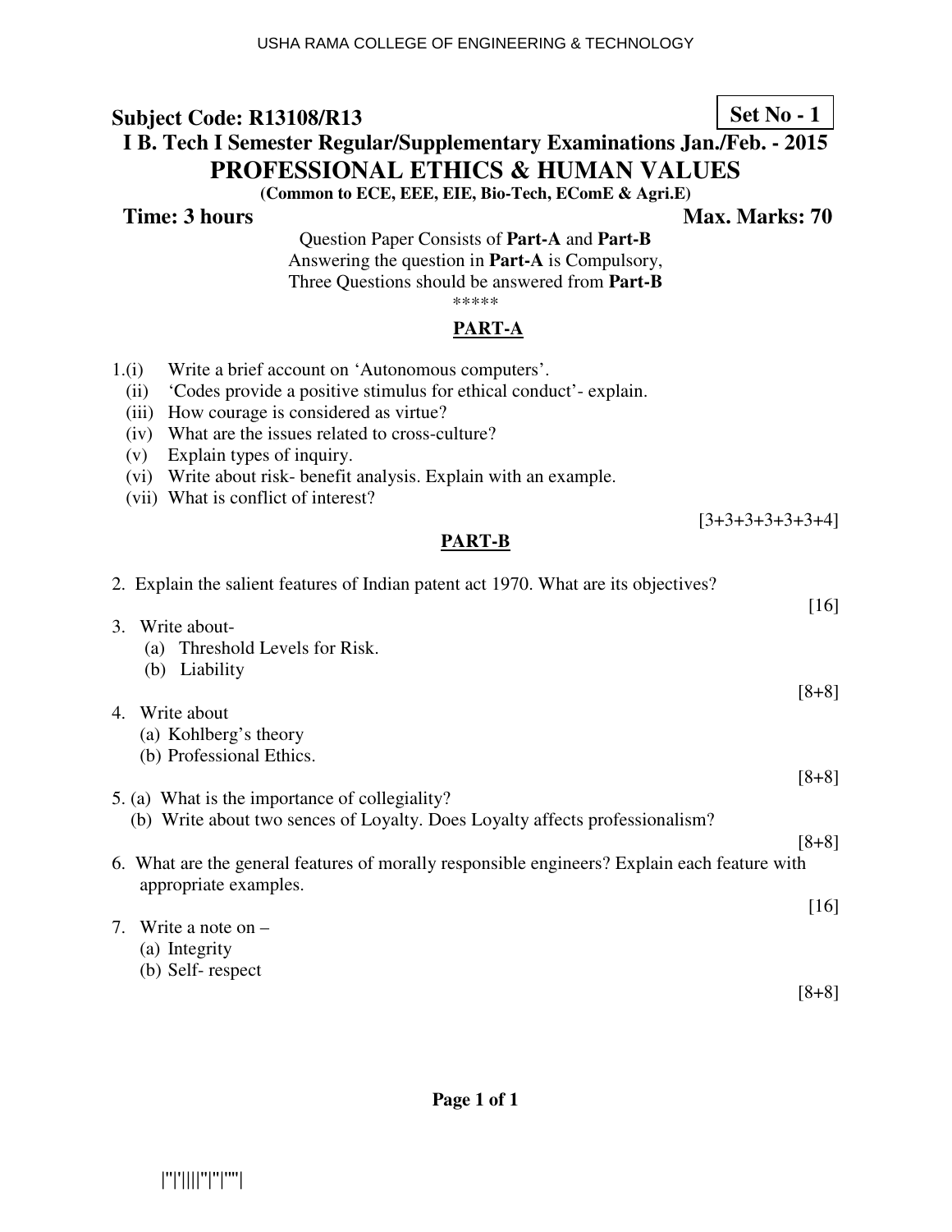**Subject Code: R13108/R13**

**Set No - 1**

**I B. Tech I Semester Regular/Supplementary Examinations Jan./Feb. - 2015**

# PROFESSIONAL ETHICS & HUMAN VALUES

**(Common to ECE, EEE, EIE, Bio-Tech, EComE & Agri.E)**

**Time: 3 hours** **Max. Marks: 70**

Question Paper Consists of **Part-A** and **Part-B**
Answering the question in **Part-A** is Compulsory,
Three Questions should be answered from **Part-B**

*****

## PART-A

1.(i) Write a brief account on 'Autonomous computers'.
(ii) 'Codes provide a positive stimulus for ethical conduct'- explain.
(iii) How courage is considered as virtue?
(iv) What are the issues related to cross-culture?
(v) Explain types of inquiry.
(vi) Write about risk- benefit analysis. Explain with an example.
(vii) What is conflict of interest?

[3+3+3+3+3+3+4]

## PART-B

2. Explain the salient features of Indian patent act 1970. What are its objectives?

[16]

3. Write about-
   (a) Threshold Levels for Risk.
   (b) Liability

[8+8]

4. Write about
   (a) Kohlberg's theory
   (b) Professional Ethics.

[8+8]

5. (a) What is the importance of collegiality?
   (b) Write about two sences of Loyalty. Does Loyalty affects professionalism?

[8+8]

6. What are the general features of morally responsible engineers? Explain each feature with appropriate examples.

[16]

7. Write a note on –
   (a) Integrity
   (b) Self- respect

[8+8]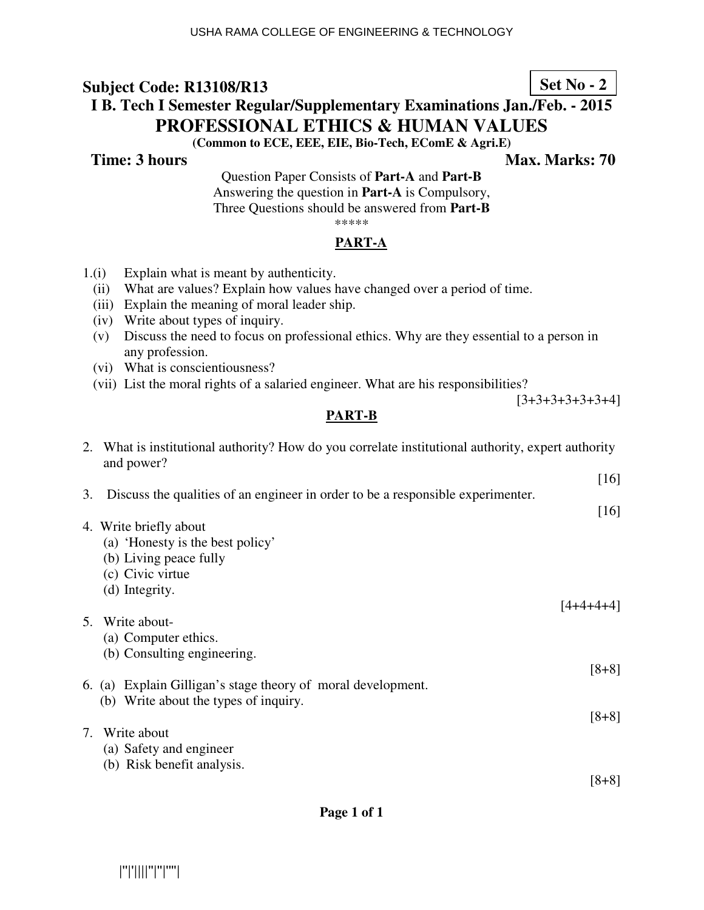**Subject Code: R13108/R13**

**Set No - 2**

**I B. Tech I Semester Regular/Supplementary Examinations Jan./Feb. - 2015**

# PROFESSIONAL ETHICS & HUMAN VALUES

**(Common to ECE, EEE, EIE, Bio-Tech, EComE & Agri.E)**

**Time: 3 hours** **Max. Marks: 70**

Question Paper Consists of **Part-A** and **Part-B**
Answering the question in **Part-A** is Compulsory,
Three Questions should be answered from **Part-B**

\*\*\*\*\*

## PART-A

1.(i) Explain what is meant by authenticity.
(ii) What are values? Explain how values have changed over a period of time.
(iii) Explain the meaning of moral leader ship.
(iv) Write about types of inquiry.
(v) Discuss the need to focus on professional ethics. Why are they essential to a person in any profession.
(vi) What is conscientiousness?
(vii) List the moral rights of a salaried engineer. What are his responsibilities?

[3+3+3+3+3+3+4]

## PART-B

2. What is institutional authority? How do you correlate institutional authority, expert authority and power?

[16]

3. Discuss the qualities of an engineer in order to be a responsible experimenter.

[16]

4. Write briefly about
   (a) 'Honesty is the best policy'
   (b) Living peace fully
   (c) Civic virtue
   (d) Integrity.

[4+4+4+4]

5. Write about-
   (a) Computer ethics.
   (b) Consulting engineering.

[8+8]

6. (a) Explain Gilligan's stage theory of moral development.
   (b) Write about the types of inquiry.

[8+8]

7. Write about
   (a) Safety and engineer
   (b) Risk benefit analysis.

[8+8]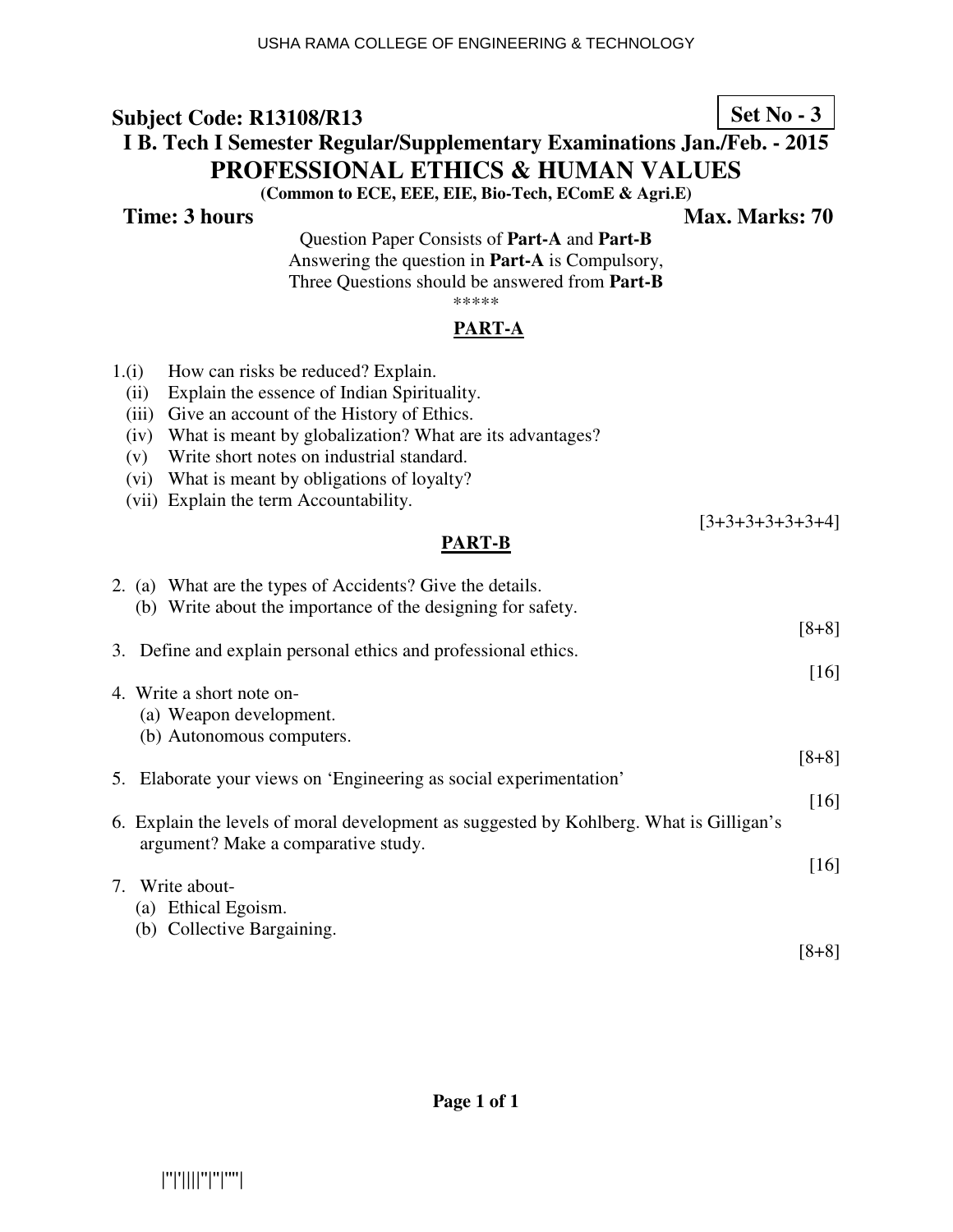**Subject Code: R13108/R13** **Set No - 3**

**I B. Tech I Semester Regular/Supplementary Examinations Jan./Feb. - 2015**

# PROFESSIONAL ETHICS & HUMAN VALUES

**(Common to ECE, EEE, EIE, Bio-Tech, EComE & Agri.E)**

**Time: 3 hours** **Max. Marks: 70**

Question Paper Consists of **Part-A** and **Part-B**
Answering the question in **Part-A** is Compulsory,
Three Questions should be answered from **Part-B**

*****

## PART-A

1.(i) How can risks be reduced? Explain.
(ii) Explain the essence of Indian Spirituality.
(iii) Give an account of the History of Ethics.
(iv) What is meant by globalization? What are its advantages?
(v) Write short notes on industrial standard.
(vi) What is meant by obligations of loyalty?
(vii) Explain the term Accountability.

[3+3+3+3+3+3+4]

## PART-B

2. (a) What are the types of Accidents? Give the details.
(b) Write about the importance of the designing for safety.

[8+8]

3. Define and explain personal ethics and professional ethics.

[16]

4. Write a short note on-
(a) Weapon development.
(b) Autonomous computers.

[8+8]

5. Elaborate your views on 'Engineering as social experimentation'

[16]

6. Explain the levels of moral development as suggested by Kohlberg. What is Gilligan's argument? Make a comparative study.

[16]

7. Write about-
(a) Ethical Egoism.
(b) Collective Bargaining.

[8+8]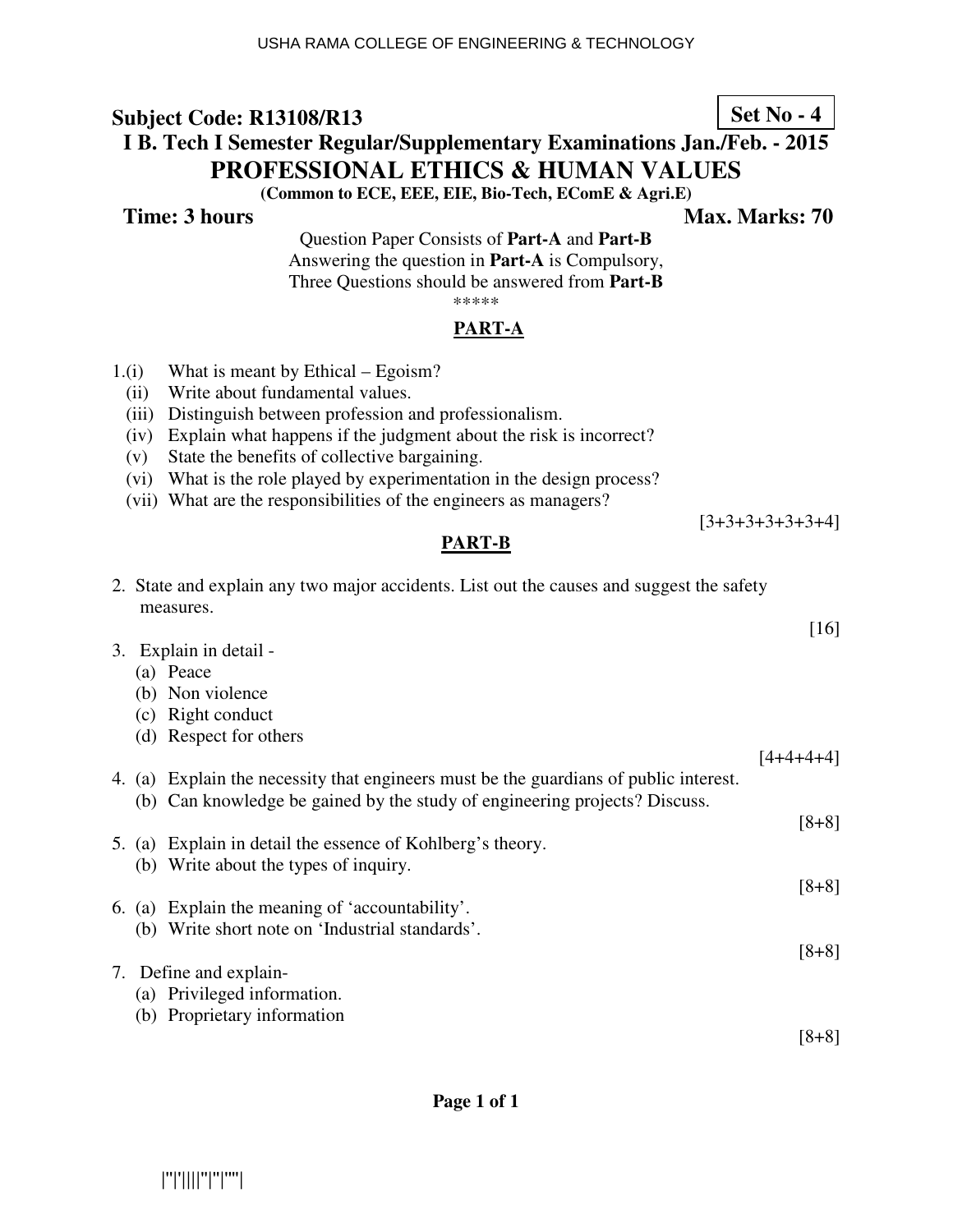**Subject Code: R13108/R13** **Set No - 4**

**I B. Tech I Semester Regular/Supplementary Examinations Jan./Feb. - 2015**

# PROFESSIONAL ETHICS & HUMAN VALUES

**(Common to ECE, EEE, EIE, Bio-Tech, EComE & Agri.E)**

**Time: 3 hours** **Max. Marks: 70**

Question Paper Consists of **Part-A** and **Part-B**
Answering the question in **Part-A** is Compulsory,
Three Questions should be answered from **Part-B**

*****

## PART-A

1.(i) What is meant by Ethical – Egoism?
  (ii) Write about fundamental values.
  (iii) Distinguish between profession and professionalism.
  (iv) Explain what happens if the judgment about the risk is incorrect?
  (v) State the benefits of collective bargaining.
  (vi) What is the role played by experimentation in the design process?
  (vii) What are the responsibilities of the engineers as managers?

[3+3+3+3+3+3+4]

## PART-B

2. State and explain any two major accidents. List out the causes and suggest the safety measures.

[16]

3. Explain in detail -
   (a) Peace
   (b) Non violence
   (c) Right conduct
   (d) Respect for others

[4+4+4+4]

4. (a) Explain the necessity that engineers must be the guardians of public interest.
   (b) Can knowledge be gained by the study of engineering projects? Discuss.

[8+8]

5. (a) Explain in detail the essence of Kohlberg's theory.
   (b) Write about the types of inquiry.

[8+8]

6. (a) Explain the meaning of 'accountability'.
   (b) Write short note on 'Industrial standards'.

[8+8]

7. Define and explain-
   (a) Privileged information.
   (b) Proprietary information

[8+8]